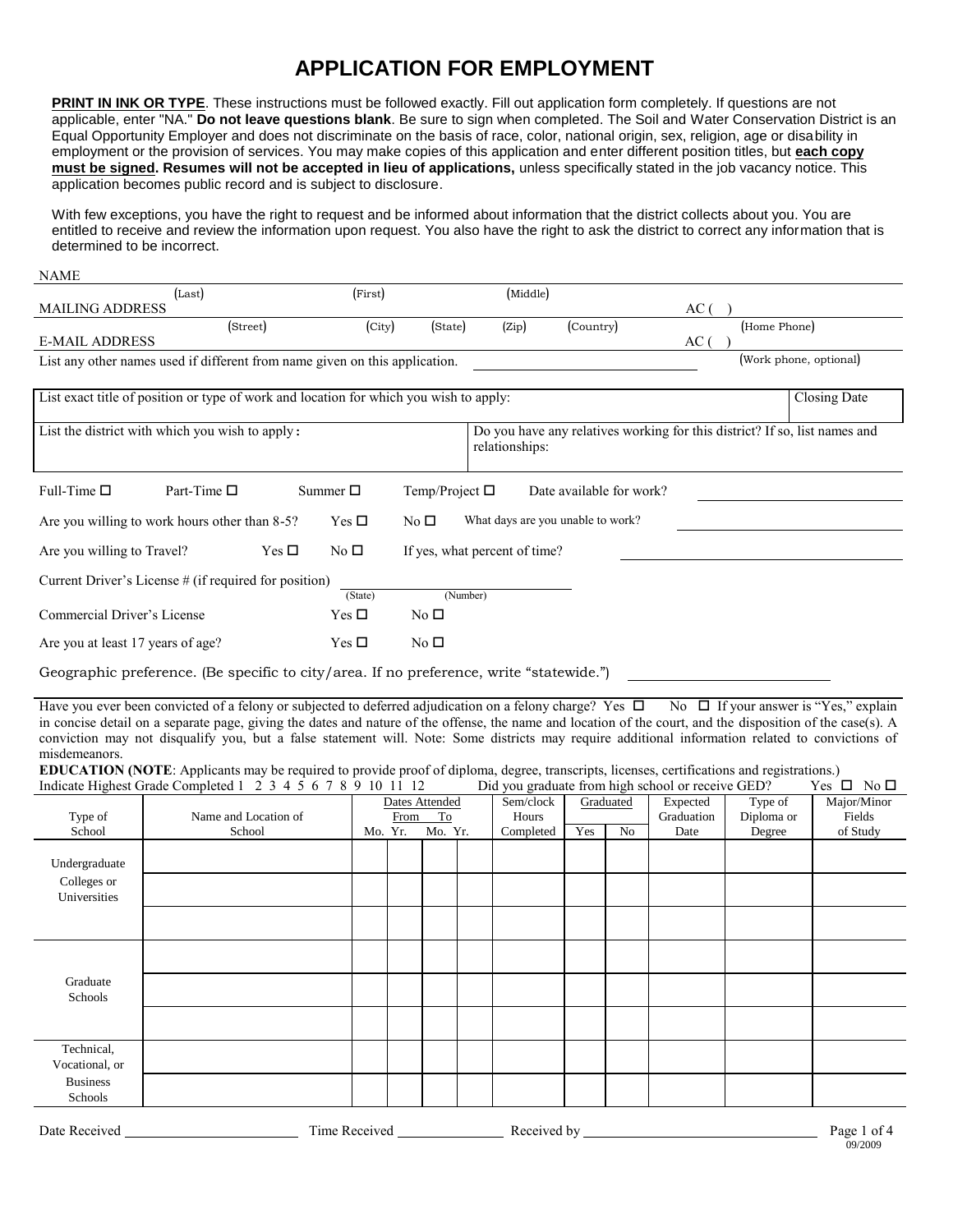# APPLICATION FOR EMPLOYMENT

**PRINT IN INK OR TYPE**. These instructions must be followed exactly. Fill out application form completely. If questions are not applicable, enter "NA." **Do not leave questions blank**. Be sure to sign when completed. The Soil and Water Conservation District is an Equal Opportunity Employer and does not discriminate on the basis of race, color, national origin, sex, religion, age or disability in employment or the provision of services. You may make copies of this application and enter different position titles, but **each copy must be signed. Resumes will not be accepted in lieu of applications,** unless specifically stated in the job vacancy notice. This application becomes public record and is subject to disclosure.

With few exceptions, you have the right to request and be informed about information that the district collects about you. You are entitled to receive and review the information upon request. You also have the right to ask the district to correct any information that is determined to be incorrect.

NAME
(Last) (First) (Middle)

MAILING ADDRESS AC ( )
(Street) (City) (State) (Zip) (Country) (Home Phone)

E-MAIL ADDRESS AC ( )
(Work phone, optional)

List any other names used if different from name given on this application.

| List exact title of position or type of work and location for which you wish to apply: | Closing Date |
|---|---|
| List the district with which you wish to apply: | Do you have any relatives working for this district? If so, list names and relationships: |

Full-Time ☐ Part-Time ☐ Summer ☐ Temp/Project ☐ Date available for work?

Are you willing to work hours other than 8-5? Yes ☐ No ☐ What days are you unable to work?

Are you willing to Travel? Yes ☐ No ☐ If yes, what percent of time?

Current Driver's License # (if required for position) (State) (Number)

Commercial Driver's License Yes ☐ No ☐

Are you at least 17 years of age? Yes ☐ No ☐

Geographic preference. (Be specific to city/area. If no preference, write "statewide.")

Have you ever been convicted of a felony or subjected to deferred adjudication on a felony charge? Yes ☐ No ☐ If your answer is "Yes," explain in concise detail on a separate page, giving the dates and nature of the offense, the name and location of the court, and the disposition of the case(s). A conviction may not disqualify you, but a false statement will. Note: Some districts may require additional information related to convictions of misdemeanors.

**EDUCATION (NOTE**: Applicants may be required to provide proof of diploma, degree, transcripts, licenses, certifications and registrations.)

Indicate Highest Grade Completed 1 2 3 4 5 6 7 8 9 10 11 12 Did you graduate from high school or receive GED? Yes ☐ No ☐

| Type of School | Name and Location of School | Dates Attended From Mo. | Yr. | To Mo. | Yr. | Sem/clock Hours Completed | Graduated Yes | No | Expected Graduation Date | Type of Diploma or Degree | Major/Minor Fields of Study |
|---|---|---|---|---|---|---|---|---|---|---|---|
| Undergraduate Colleges or Universities | | | | | | | | | | | |
| | | | | | | | | | | | |
| | | | | | | | | | | | |
| Graduate Schools | | | | | | | | | | | |
| | | | | | | | | | | | |
| | | | | | | | | | | | |
| Technical, Vocational, or Business Schools | | | | | | | | | | | |
| | | | | | | | | | | | |

Date Received Time Received Received by

09/2009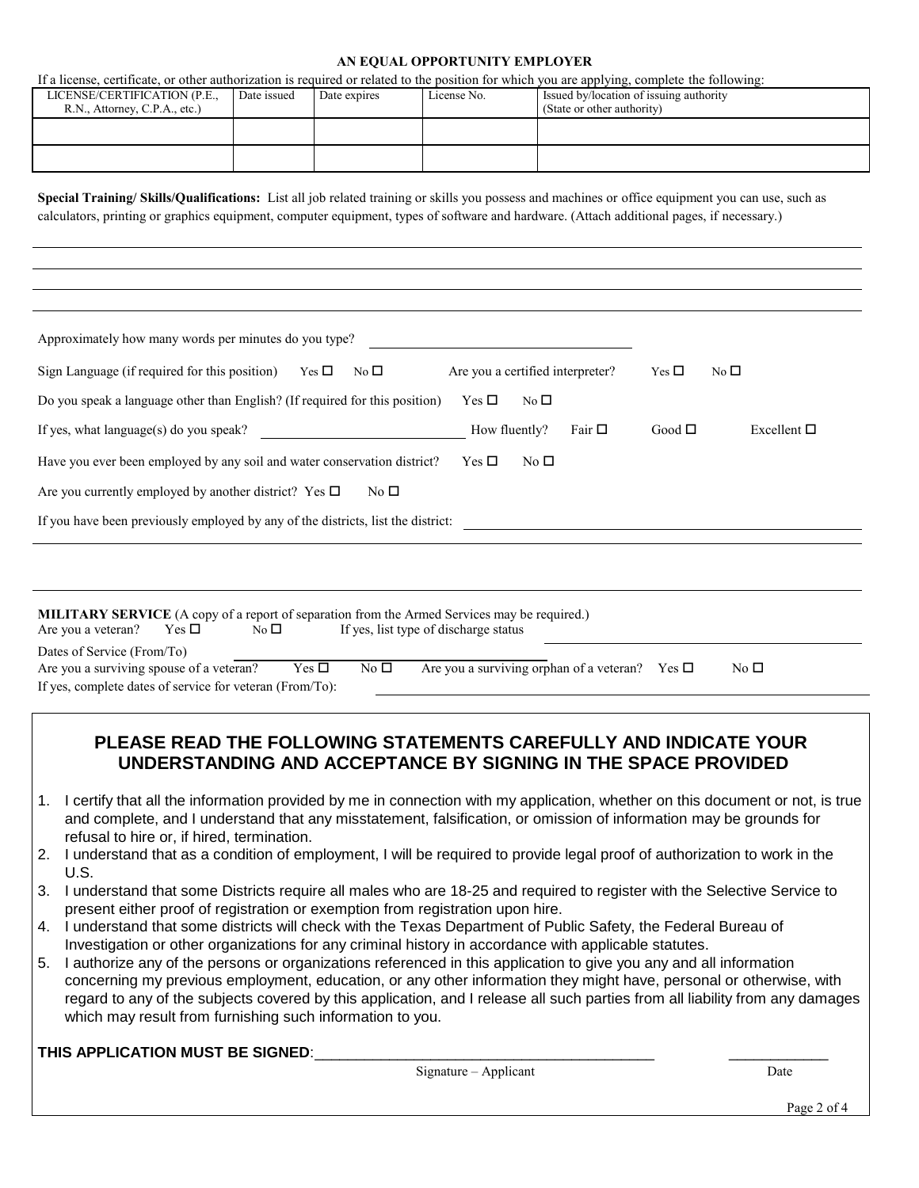**AN EQUAL OPPORTUNITY EMPLOYER**

If a license, certificate, or other authorization is required or related to the position for which you are applying, complete the following:

| LICENSE/CERTIFICATION (P.E., R.N., Attorney, C.P.A., etc.) | Date issued | Date expires | License No. | Issued by/location of issuing authority (State or other authority) |
|---|---|---|---|---|
| | | | | |
| | | | | |

**Special Training/ Skills/Qualifications:** List all job related training or skills you possess and machines or office equipment you can use, such as calculators, printing or graphics equipment, computer equipment, types of software and hardware. (Attach additional pages, if necessary.)

_______________________________________________

_______________________________________________

_______________________________________________

_______________________________________________

Approximately how many words per minutes do you type? _______________

Sign Language (if required for this position) Yes ☐ No ☐ Are you a certified interpreter? Yes ☐ No ☐

Do you speak a language other than English? (If required for this position) Yes ☐ No ☐

If yes, what language(s) do you speak? _______________ How fluently? Fair ☐ Good ☐ Excellent ☐

Have you ever been employed by any soil and water conservation district? Yes ☐ No ☐

Are you currently employed by another district? Yes ☐ No ☐

If you have been previously employed by any of the districts, list the district: _______________

_______________________________________________

_______________________________________________

**MILITARY SERVICE** (A copy of a report of separation from the Armed Services may be required.)

Are you a veteran? Yes ☐ No ☐ If yes, list type of discharge status _______________

Dates of Service (From/To) _______________

Are you a surviving spouse of a veteran? Yes ☐ No ☐ Are you a surviving orphan of a veteran? Yes ☐ No ☐

If yes, complete dates of service for veteran (From/To): _______________

## PLEASE READ THE FOLLOWING STATEMENTS CAREFULLY AND INDICATE YOUR UNDERSTANDING AND ACCEPTANCE BY SIGNING IN THE SPACE PROVIDED

1. I certify that all the information provided by me in connection with my application, whether on this document or not, is true and complete, and I understand that any misstatement, falsification, or omission of information may be grounds for refusal to hire or, if hired, termination.
2. I understand that as a condition of employment, I will be required to provide legal proof of authorization to work in the U.S.
3. I understand that some Districts require all males who are 18-25 and required to register with the Selective Service to present either proof of registration or exemption from registration upon hire.
4. I understand that some districts will check with the Texas Department of Public Safety, the Federal Bureau of Investigation or other organizations for any criminal history in accordance with applicable statutes.
5. I authorize any of the persons or organizations referenced in this application to give you any and all information concerning my previous employment, education, or any other information they might have, personal or otherwise, with regard to any of the subjects covered by this application, and I release all such parties from all liability from any damages which may result from furnishing such information to you.

**THIS APPLICATION MUST BE SIGNED**:_______________________________ _____________

Signature – Applicant Date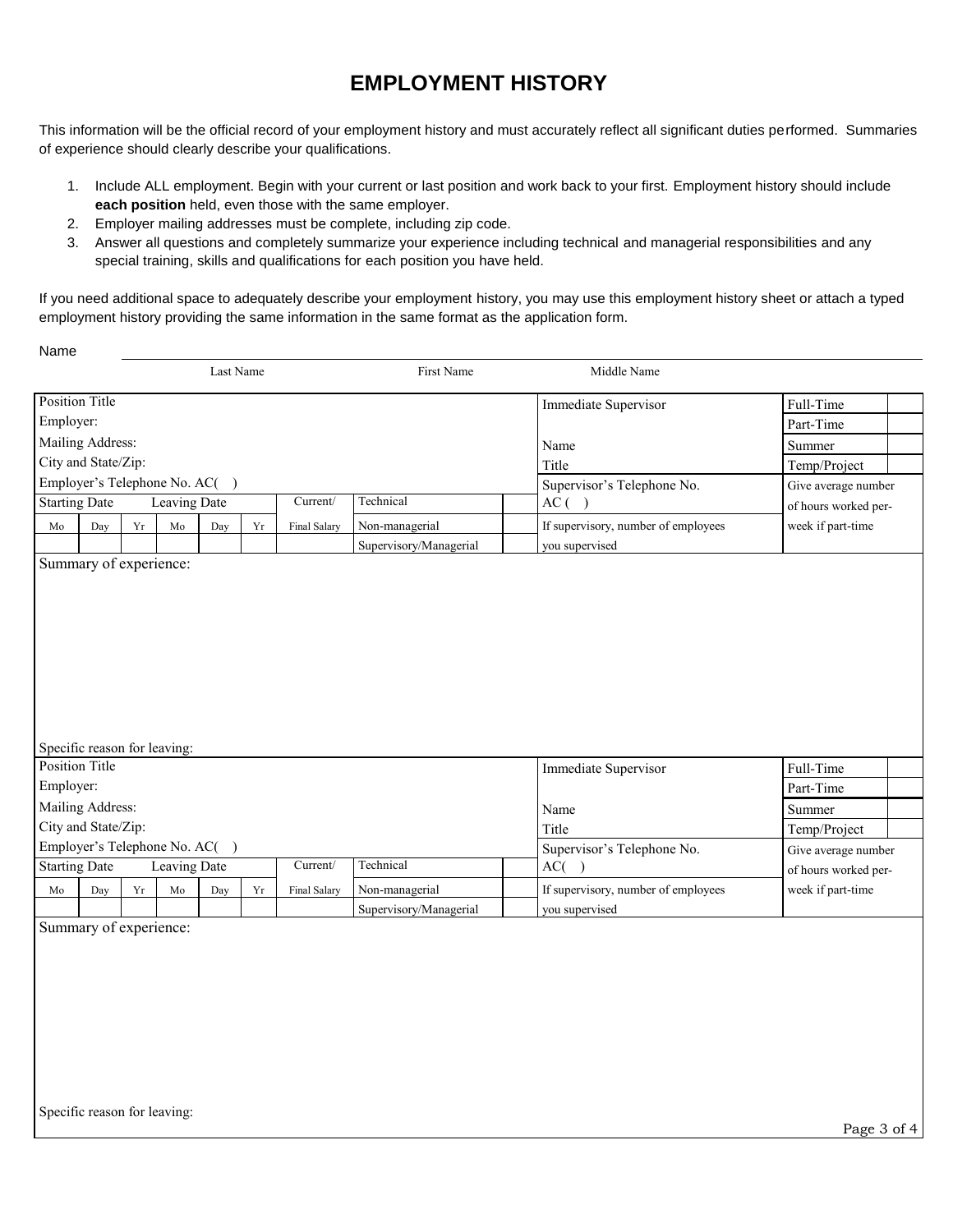# EMPLOYMENT HISTORY

This information will be the official record of your employment history and must accurately reflect all significant duties performed. Summaries of experience should clearly describe your qualifications.

1. Include ALL employment. Begin with your current or last position and work back to your first. Employment history should include **each position** held, even those with the same employer.
2. Employer mailing addresses must be complete, including zip code.
3. Answer all questions and completely summarize your experience including technical and managerial responsibilities and any special training, skills and qualifications for each position you have held.

If you need additional space to adequately describe your employment history, you may use this employment history sheet or attach a typed employment history providing the same information in the same format as the application form.

Name

| Last Name | First Name | Middle Name |
|---|---|---|
| | | |

| Position Title<br>Employer:<br>Mailing Address:<br>City and State/Zip:<br>Employer's Telephone No. AC( ) | | | | | | | | | Immediate Supervisor<br><br>Name<br>Title | Full-Time | |
|---|---|---|---|---|---|---|---|---|---|---|---|
| | | | | | | | | | | Part-Time | |
| | | | | | | | | | | Summer | |
| | | | | | | | | | | Temp/Project | |
| Starting Date | | | Leaving Date | | | Current/ | Technical | | Supervisor's Telephone No.<br>AC ( ) | Give average number of hours worked per-week if part-time | |
| Mo | Day | Yr | Mo | Day | Yr | Final Salary | Non-managerial | | If supervisory, number of employees you supervised | | |
| | | | | | | | Supervisory/Managerial | | | | |

Summary of experience:

Specific reason for leaving:

| Position Title<br>Employer:<br>Mailing Address:<br>City and State/Zip:<br>Employer's Telephone No. AC( ) | | | | | | | | | Immediate Supervisor<br><br>Name<br>Title | Full-Time | |
|---|---|---|---|---|---|---|---|---|---|---|---|
| | | | | | | | | | | Part-Time | |
| | | | | | | | | | | Summer | |
| | | | | | | | | | | Temp/Project | |
| Starting Date | | | Leaving Date | | | Current/ | Technical | | Supervisor's Telephone No.<br>AC( ) | Give average number of hours worked per-week if part-time | |
| Mo | Day | Yr | Mo | Day | Yr | Final Salary | Non-managerial | | If supervisory, number of employees you supervised | | |
| | | | | | | | Supervisory/Managerial | | | | |

Summary of experience:

Specific reason for leaving: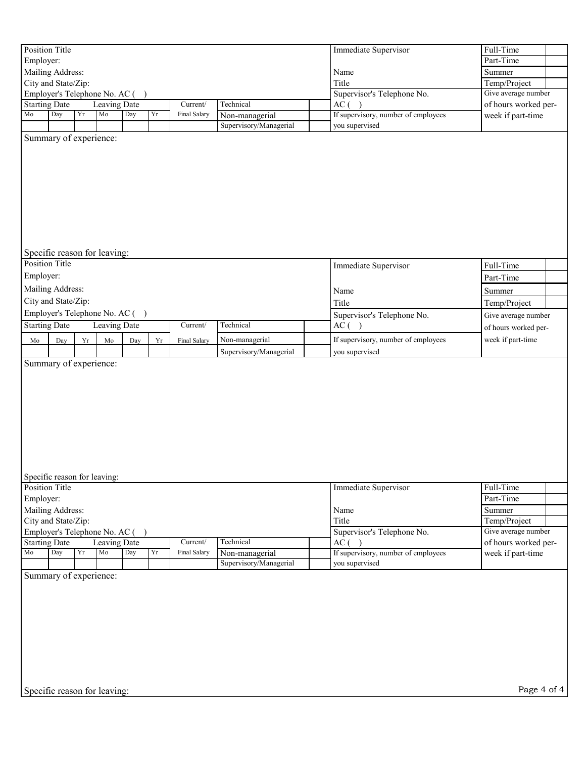| | | | | | | | | | | | |
|---|---|---|---|---|---|---|---|---|---|---|---|
| Position Title<br>Employer:<br>Mailing Address:<br>City and State/Zip:<br>Employer's Telephone No. AC (   ) | | | | | | | | | Immediate Supervisor<br><br>Name<br>Title<br>Supervisor's Telephone No. | Full-Time<br>Part-Time<br>Summer<br>Temp/Project<br>Give average number | |
| Starting Date | | | Leaving Date | | | Current/ | Technical | | AC (   ) | of hours worked per- | |
| Mo | Day | Yr | Mo | Day | Yr | Final Salary | Non-managerial | | If supervisory, number of employees | week if part-time | |
| | | | | | | | Supervisory/Managerial | | you supervised | | |

Summary of experience:

Specific reason for leaving:

| | | | | | | | | | | | |
|---|---|---|---|---|---|---|---|---|---|---|---|
| Position Title<br>Employer:<br>Mailing Address:<br>City and State/Zip:<br>Employer's Telephone No. AC (   ) | | | | | | | | | Immediate Supervisor<br><br>Name<br>Title<br>Supervisor's Telephone No. | Full-Time<br>Part-Time<br>Summer<br>Temp/Project<br>Give average number | |
| Starting Date | | | Leaving Date | | | Current/ | Technical | | AC (   ) | of hours worked per- | |
| Mo | Day | Yr | Mo | Day | Yr | Final Salary | Non-managerial | | If supervisory, number of employees | week if part-time | |
| | | | | | | | Supervisory/Managerial | | you supervised | | |

Summary of experience:

Specific reason for leaving:

| | | | | | | | | | | | |
|---|---|---|---|---|---|---|---|---|---|---|---|
| Position Title<br>Employer:<br>Mailing Address:<br>City and State/Zip:<br>Employer's Telephone No. AC (   ) | | | | | | | | | Immediate Supervisor<br><br>Name<br>Title<br>Supervisor's Telephone No. | Full-Time<br>Part-Time<br>Summer<br>Temp/Project<br>Give average number | |
| Starting Date | | | Leaving Date | | | Current/ | Technical | | AC (   ) | of hours worked per- | |
| Mo | Day | Yr | Mo | Day | Yr | Final Salary | Non-managerial | | If supervisory, number of employees | week if part-time | |
| | | | | | | | Supervisory/Managerial | | you supervised | | |

Summary of experience:

Specific reason for leaving: